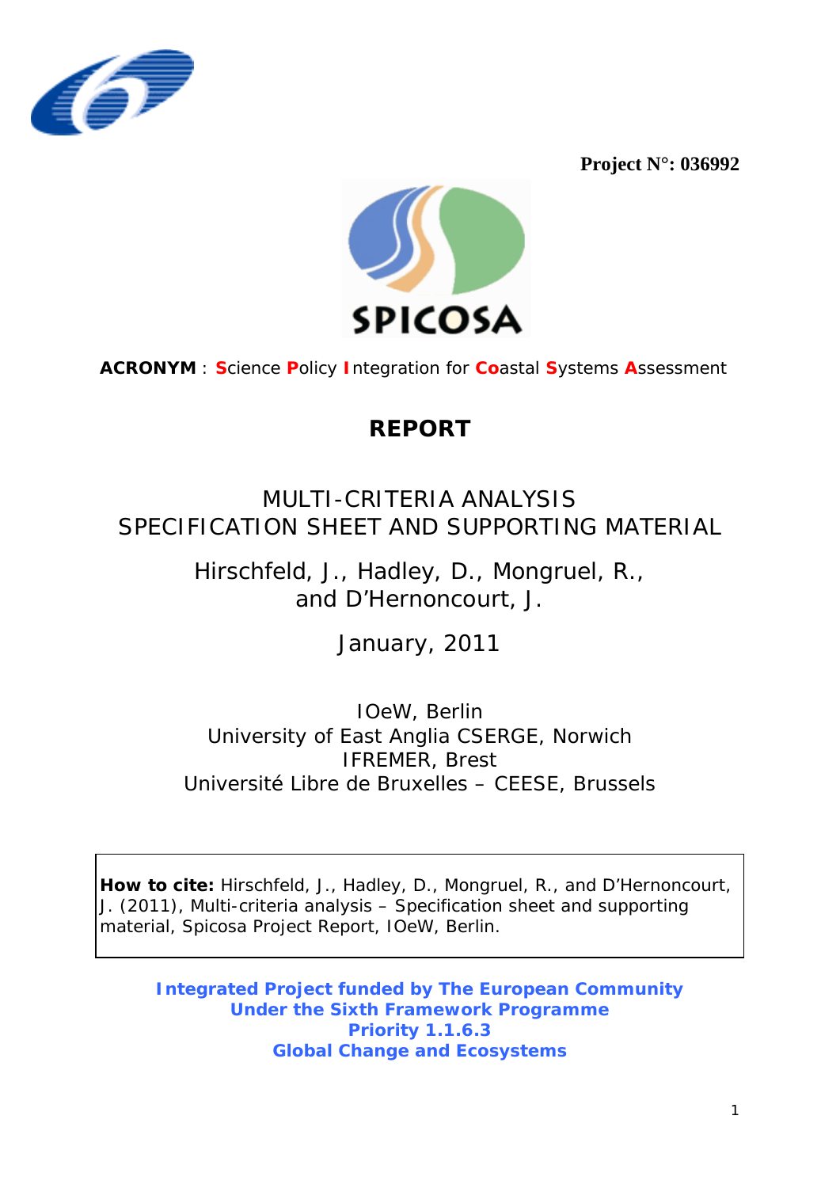**Project N°: 036992**

SPICOSA

**ACRONYM** : **S**cience **P**olicy **I**ntegration for **Co**astal **S**ystems **A**ssessment

# REPORT

## MULTI-CRITERIA ANALYSIS SPECIFICATION SHEET AND SUPPORTING MATERIAL

Hirschfeld, J., Hadley, D., Mongruel, R., and D'Hernoncourt, J.

January, 2011

IOeW, Berlin
University of East Anglia CSERGE, Norwich
IFREMER, Brest
Université Libre de Bruxelles – CEESE, Brussels

**How to cite:** Hirschfeld, J., Hadley, D., Mongruel, R., and D'Hernoncourt, J. (2011), Multi-criteria analysis – Specification sheet and supporting material, Spicosa Project Report, IOeW, Berlin.

**Integrated Project funded by The European Community**
**Under the Sixth Framework Programme**
**Priority 1.1.6.3**
**Global Change and Ecosystems**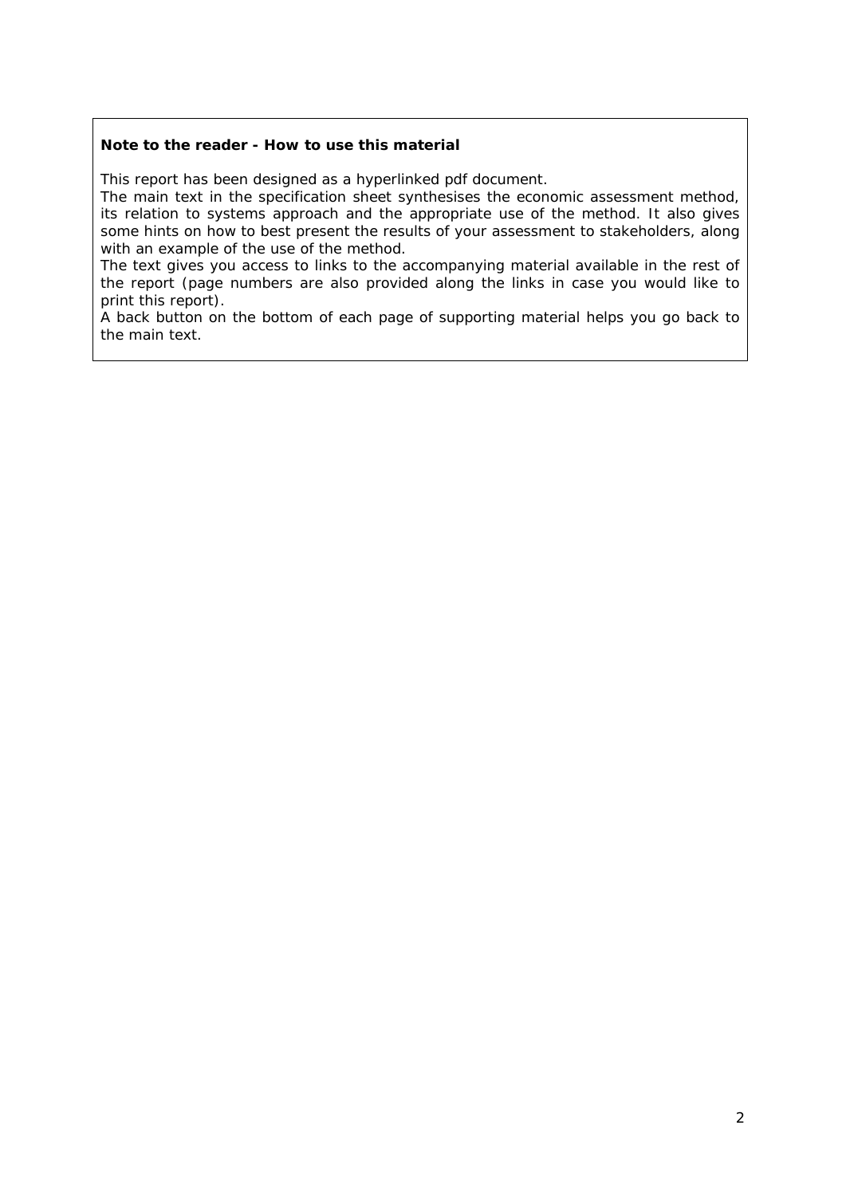**Note to the reader - How to use this material**

This report has been designed as a hyperlinked pdf document.
The main text in the specification sheet synthesises the economic assessment method, its relation to systems approach and the appropriate use of the method. It also gives some hints on how to best present the results of your assessment to stakeholders, along with an example of the use of the method.
The text gives you access to links to the accompanying material available in the rest of the report (page numbers are also provided along the links in case you would like to print this report).
A back button on the bottom of each page of supporting material helps you go back to the main text.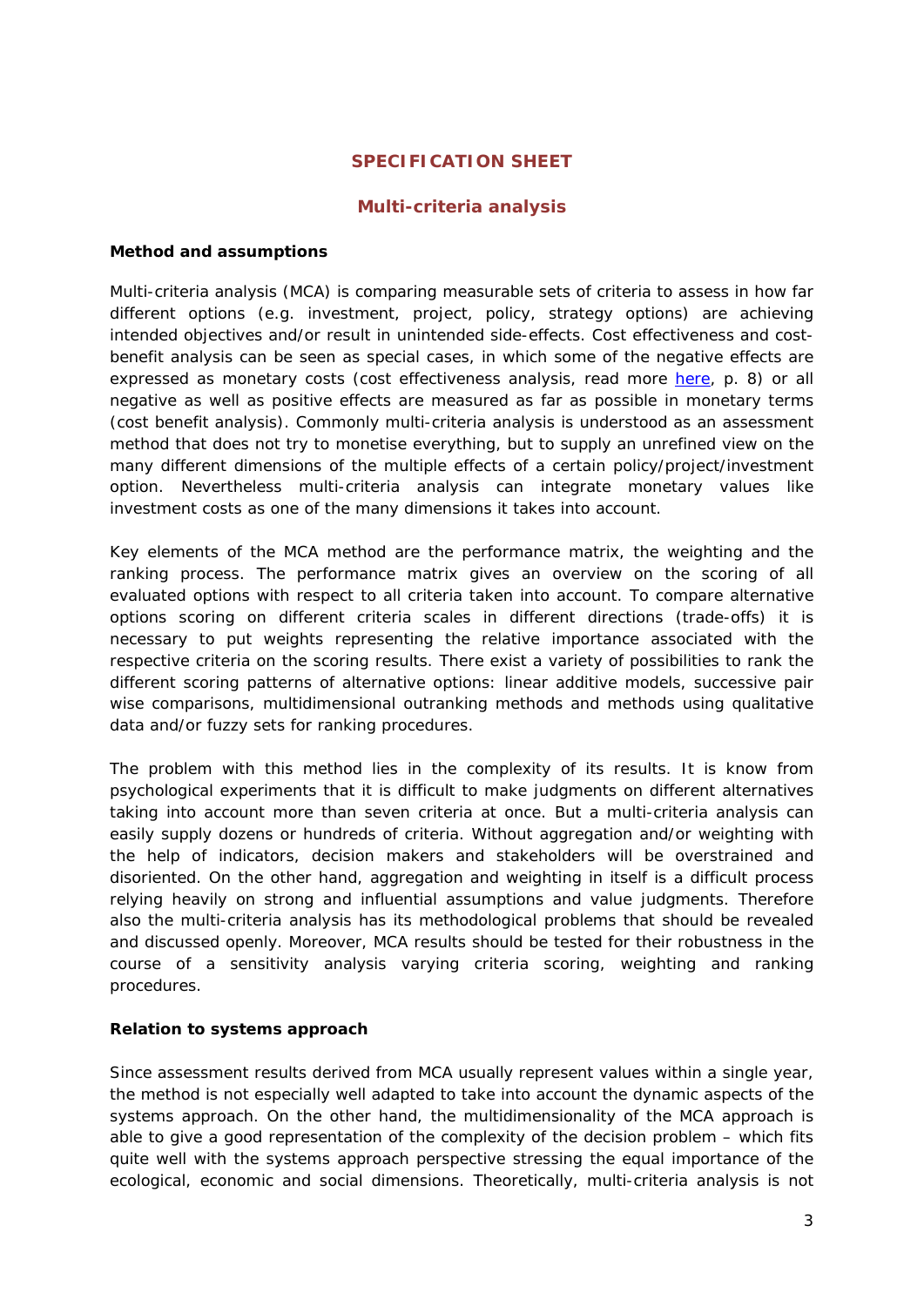## SPECIFICATION SHEET

### Multi-criteria analysis

**Method and assumptions**

Multi-criteria analysis (MCA) is comparing measurable sets of criteria to assess in how far different options (e.g. investment, project, policy, strategy options) are achieving intended objectives and/or result in unintended side-effects. Cost effectiveness and cost-benefit analysis can be seen as special cases, in which some of the negative effects are expressed as monetary costs (cost effectiveness analysis, read more [here](), p. 8) or all negative as well as positive effects are measured as far as possible in monetary terms (cost benefit analysis). Commonly multi-criteria analysis is understood as an assessment method that does not try to monetise everything, but to supply an unrefined view on the many different dimensions of the multiple effects of a certain policy/project/investment option. Nevertheless multi-criteria analysis can integrate monetary values like investment costs as one of the many dimensions it takes into account.

Key elements of the MCA method are the performance matrix, the weighting and the ranking process. The performance matrix gives an overview on the scoring of all evaluated options with respect to all criteria taken into account. To compare alternative options scoring on different criteria scales in different directions (trade-offs) it is necessary to put weights representing the relative importance associated with the respective criteria on the scoring results. There exist a variety of possibilities to rank the different scoring patterns of alternative options: linear additive models, successive pair wise comparisons, multidimensional outranking methods and methods using qualitative data and/or fuzzy sets for ranking procedures.

The problem with this method lies in the complexity of its results. It is know from psychological experiments that it is difficult to make judgments on different alternatives taking into account more than seven criteria at once. But a multi-criteria analysis can easily supply dozens or hundreds of criteria. Without aggregation and/or weighting with the help of indicators, decision makers and stakeholders will be overstrained and disoriented. On the other hand, aggregation and weighting in itself is a difficult process relying heavily on strong and influential assumptions and value judgments. Therefore also the multi-criteria analysis has its methodological problems that should be revealed and discussed openly. Moreover, MCA results should be tested for their robustness in the course of a sensitivity analysis varying criteria scoring, weighting and ranking procedures.

**Relation to systems approach**

Since assessment results derived from MCA usually represent values within a single year, the method is not especially well adapted to take into account the dynamic aspects of the systems approach. On the other hand, the multidimensionality of the MCA approach is able to give a good representation of the complexity of the decision problem – which fits quite well with the systems approach perspective stressing the equal importance of the ecological, economic and social dimensions. Theoretically, multi-criteria analysis is not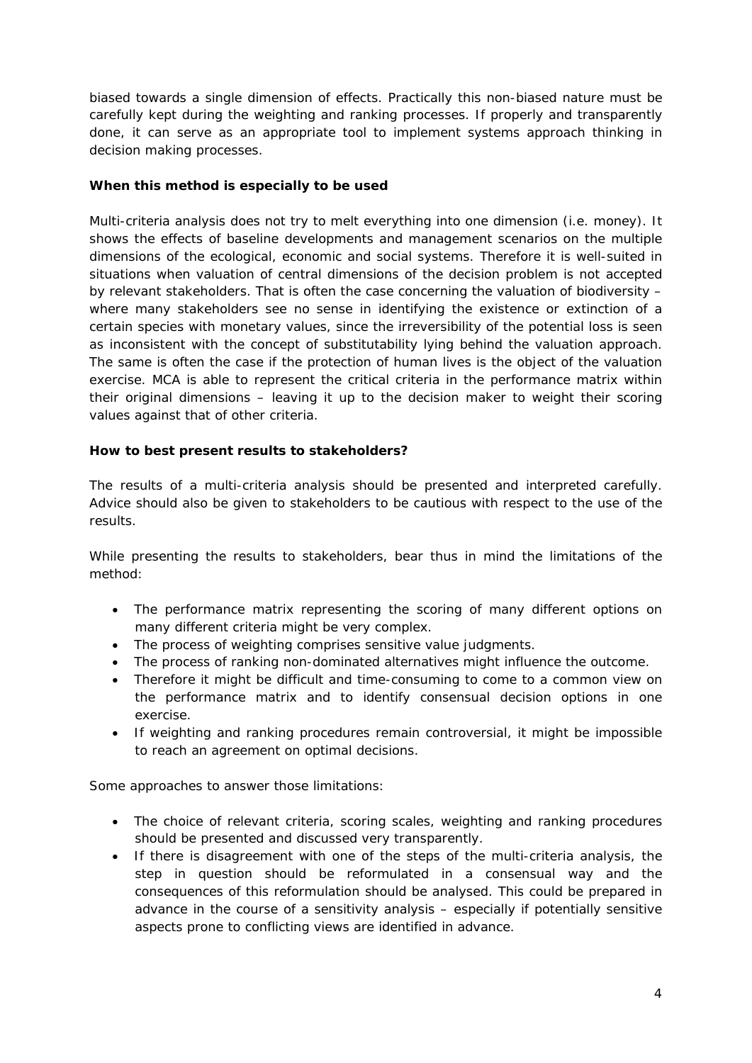biased towards a single dimension of effects. Practically this non-biased nature must be carefully kept during the weighting and ranking processes. If properly and transparently done, it can serve as an appropriate tool to implement systems approach thinking in decision making processes.

**When this method is especially to be used**

Multi-criteria analysis does not try to melt everything into one dimension (i.e. money). It shows the effects of baseline developments and management scenarios on the multiple dimensions of the ecological, economic and social systems. Therefore it is well-suited in situations when valuation of central dimensions of the decision problem is not accepted by relevant stakeholders. That is often the case concerning the valuation of biodiversity – where many stakeholders see no sense in identifying the existence or extinction of a certain species with monetary values, since the irreversibility of the potential loss is seen as inconsistent with the concept of substitutability lying behind the valuation approach. The same is often the case if the protection of human lives is the object of the valuation exercise. MCA is able to represent the critical criteria in the performance matrix within their original dimensions – leaving it up to the decision maker to weight their scoring values against that of other criteria.

**How to best present results to stakeholders?**

The results of a multi-criteria analysis should be presented and interpreted carefully. Advice should also be given to stakeholders to be cautious with respect to the use of the results.

While presenting the results to stakeholders, bear thus in mind the limitations of the method:

- The performance matrix representing the scoring of many different options on many different criteria might be very complex.
- The process of weighting comprises sensitive value judgments.
- The process of ranking non-dominated alternatives might influence the outcome.
- Therefore it might be difficult and time-consuming to come to a common view on the performance matrix and to identify consensual decision options in one exercise.
- If weighting and ranking procedures remain controversial, it might be impossible to reach an agreement on optimal decisions.

Some approaches to answer those limitations:

- The choice of relevant criteria, scoring scales, weighting and ranking procedures should be presented and discussed very transparently.
- If there is disagreement with one of the steps of the multi-criteria analysis, the step in question should be reformulated in a consensual way and the consequences of this reformulation should be analysed. This could be prepared in advance in the course of a sensitivity analysis – especially if potentially sensitive aspects prone to conflicting views are identified in advance.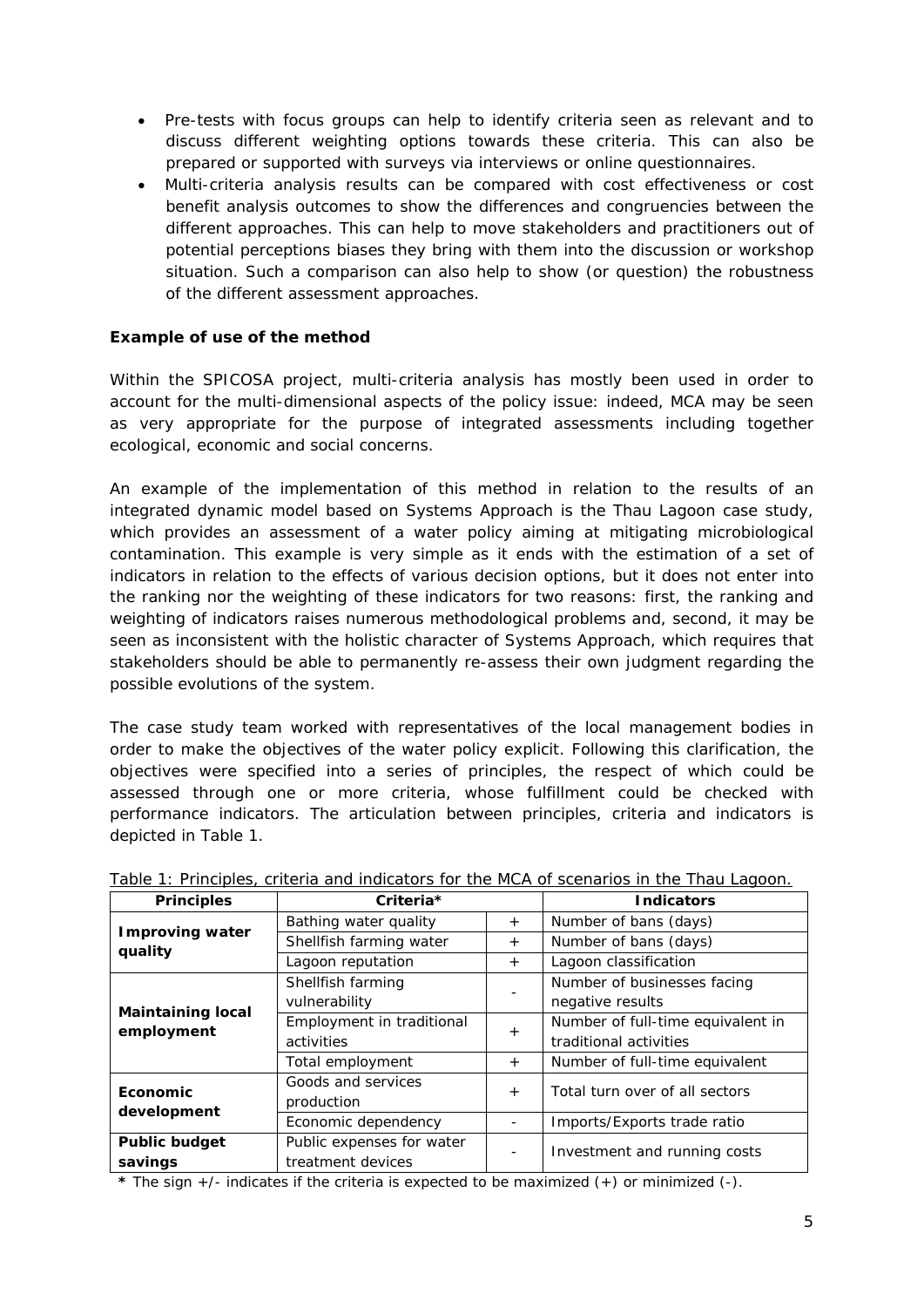- Pre-tests with focus groups can help to identify criteria seen as relevant and to discuss different weighting options towards these criteria. This can also be prepared or supported with surveys via interviews or online questionnaires.
- Multi-criteria analysis results can be compared with cost effectiveness or cost benefit analysis outcomes to show the differences and congruencies between the different approaches. This can help to move stakeholders and practitioners out of potential perceptions biases they bring with them into the discussion or workshop situation. Such a comparison can also help to show (or question) the robustness of the different assessment approaches.

**Example of use of the method**

Within the SPICOSA project, multi-criteria analysis has mostly been used in order to account for the multi-dimensional aspects of the policy issue: indeed, MCA may be seen as very appropriate for the purpose of integrated assessments including together ecological, economic and social concerns.

An example of the implementation of this method in relation to the results of an integrated dynamic model based on Systems Approach is the Thau Lagoon case study, which provides an assessment of a water policy aiming at mitigating microbiological contamination. This example is very simple as it ends with the estimation of a set of indicators in relation to the effects of various decision options, but it does not enter into the ranking nor the weighting of these indicators for two reasons: first, the ranking and weighting of indicators raises numerous methodological problems and, second, it may be seen as inconsistent with the holistic character of Systems Approach, which requires that stakeholders should be able to permanently re-assess their own judgment regarding the possible evolutions of the system.

The case study team worked with representatives of the local management bodies in order to make the objectives of the water policy explicit. Following this clarification, the objectives were specified into a series of principles, the respect of which could be assessed through one or more criteria, whose fulfillment could be checked with performance indicators. The articulation between principles, criteria and indicators is depicted in Table 1.

Table 1: Principles, criteria and indicators for the MCA of scenarios in the Thau Lagoon.

| Principles | Criteria* | | Indicators |
|---|---|---|---|
| **Improving water quality** | Bathing water quality | + | Number of bans (days) |
| | Shellfish farming water | + | Number of bans (days) |
| | Lagoon reputation | + | Lagoon classification |
| **Maintaining local employment** | Shellfish farming vulnerability | - | Number of businesses facing negative results |
| | Employment in traditional activities | + | Number of full-time equivalent in traditional activities |
| | Total employment | + | Number of full-time equivalent |
| **Economic development** | Goods and services production | + | Total turn over of all sectors |
| | Economic dependency | - | Imports/Exports trade ratio |
| **Public budget savings** | Public expenses for water treatment devices | - | Investment and running costs |

**\*** The sign +/- indicates if the criteria is expected to be maximized (+) or minimized (-).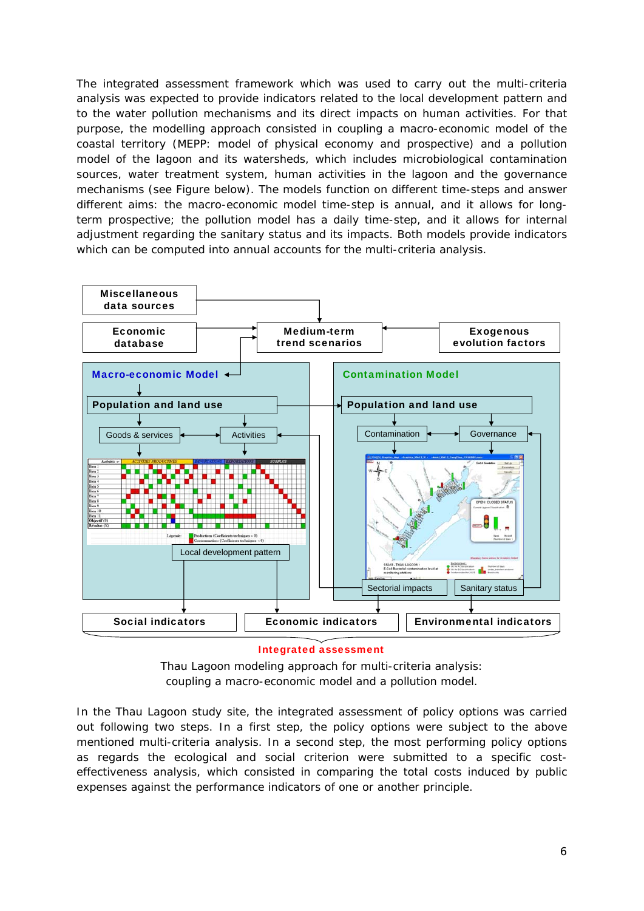The integrated assessment framework which was used to carry out the multi-criteria analysis was expected to provide indicators related to the local development pattern and to the water pollution mechanisms and its direct impacts on human activities. For that purpose, the modelling approach consisted in coupling a macro-economic model of the coastal territory (MEPP: model of physical economy and prospective) and a pollution model of the lagoon and its watersheds, which includes microbiological contamination sources, water treatment system, human activities in the lagoon and the governance mechanisms (see Figure below). The models function on different time-steps and answer different aims: the macro-economic model time-step is annual, and it allows for long-term prospective; the pollution model has a daily time-step, and it allows for internal adjustment regarding the sanitary status and its impacts. Both models provide indicators which can be computed into annual accounts for the multi-criteria analysis.

Thau Lagoon modeling approach for multi-criteria analysis: coupling a macro-economic model and a pollution model.

In the Thau Lagoon study site, the integrated assessment of policy options was carried out following two steps. In a first step, the policy options were subject to the above mentioned multi-criteria analysis. In a second step, the most performing policy options as regards the ecological and social criterion were submitted to a specific cost-effectiveness analysis, which consisted in comparing the total costs induced by public expenses against the performance indicators of one or another principle.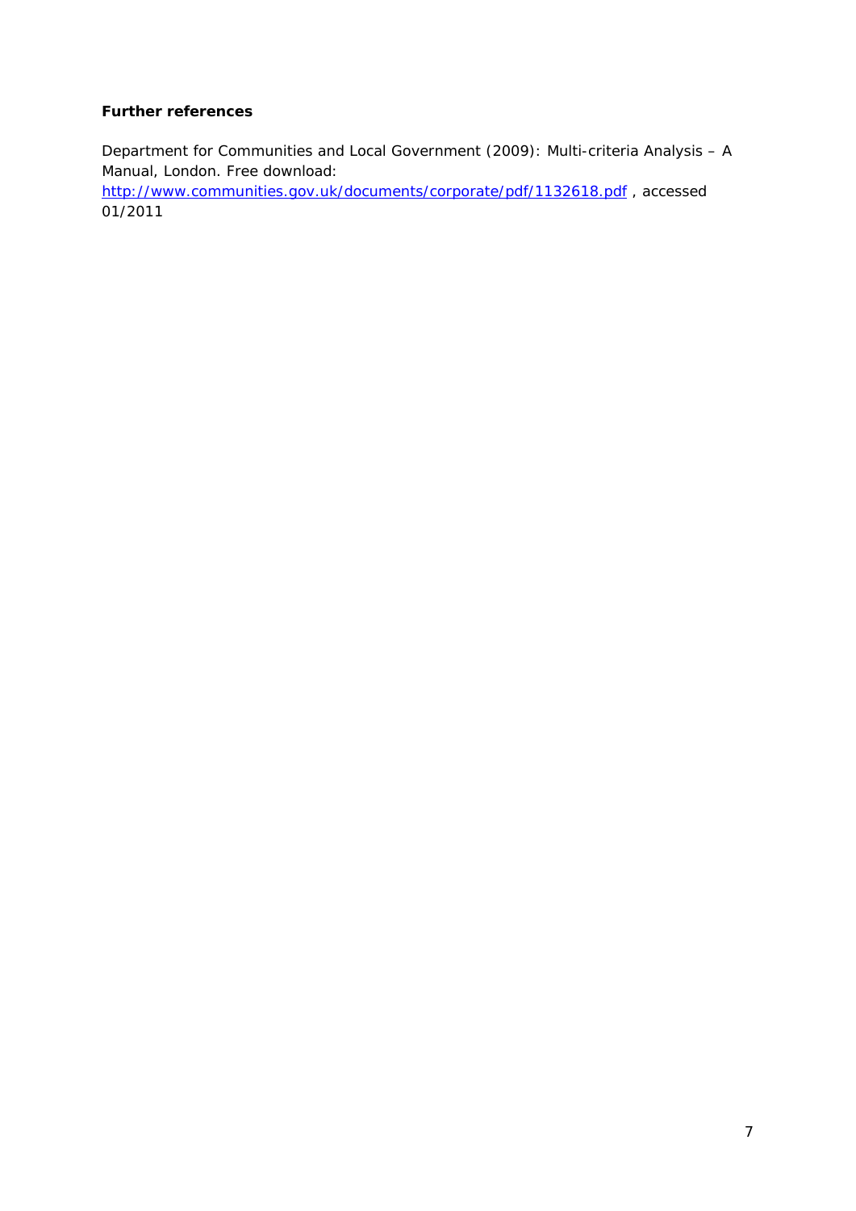**Further references**

Department for Communities and Local Government (2009): Multi-criteria Analysis – A Manual, London. Free download: http://www.communities.gov.uk/documents/corporate/pdf/1132618.pdf , accessed 01/2011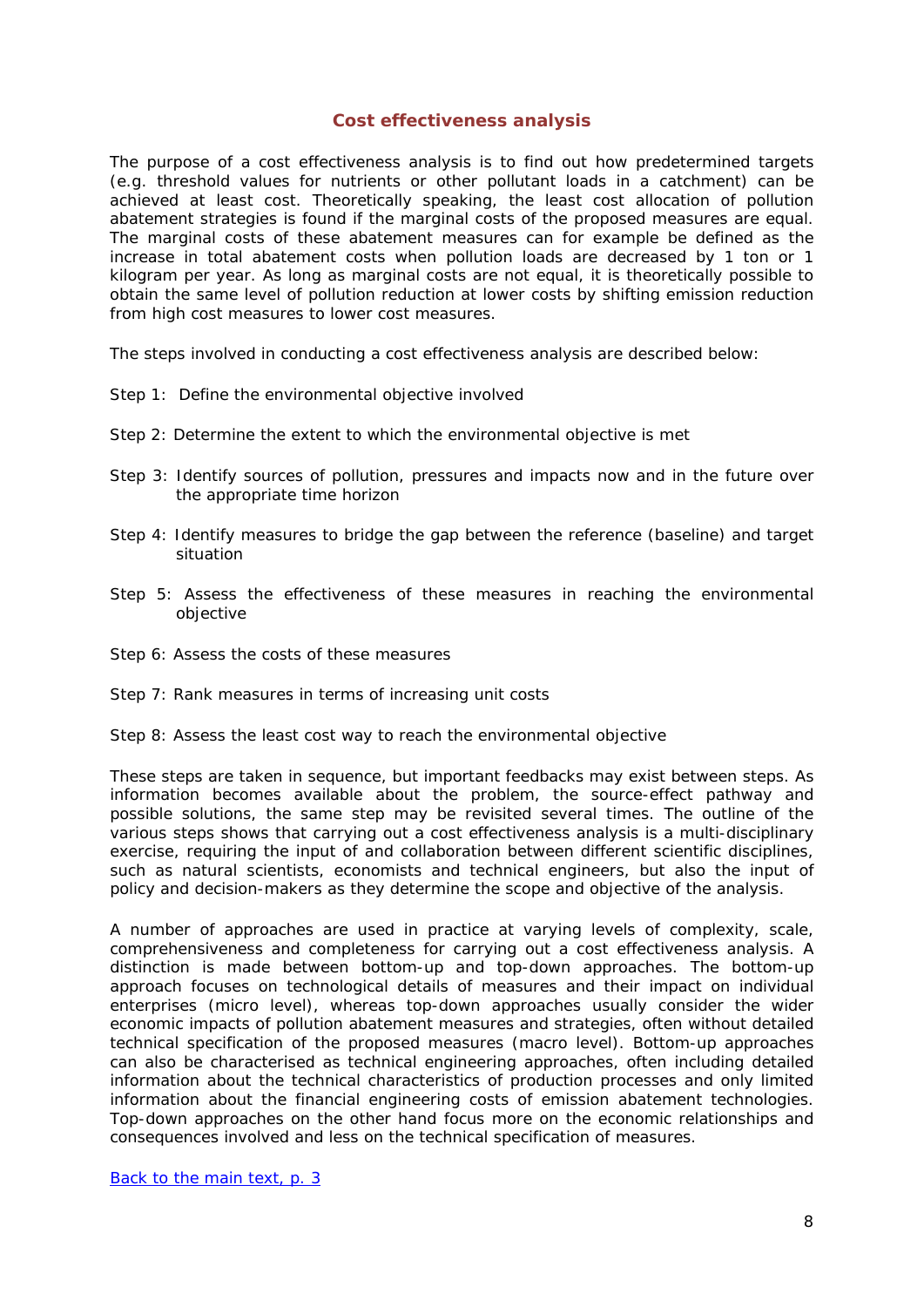## Cost effectiveness analysis

The purpose of a cost effectiveness analysis is to find out how predetermined targets (e.g. threshold values for nutrients or other pollutant loads in a catchment) can be achieved at least cost. Theoretically speaking, the least cost allocation of pollution abatement strategies is found if the marginal costs of the proposed measures are equal. The marginal costs of these abatement measures can for example be defined as the increase in total abatement costs when pollution loads are decreased by 1 ton or 1 kilogram per year. As long as marginal costs are not equal, it is theoretically possible to obtain the same level of pollution reduction at lower costs by shifting emission reduction from high cost measures to lower cost measures.

The steps involved in conducting a cost effectiveness analysis are described below:

Step 1: Define the environmental objective involved

Step 2: Determine the extent to which the environmental objective is met

Step 3: Identify sources of pollution, pressures and impacts now and in the future over the appropriate time horizon

Step 4: Identify measures to bridge the gap between the reference (baseline) and target situation

Step 5: Assess the effectiveness of these measures in reaching the environmental objective

Step 6: Assess the costs of these measures

Step 7: Rank measures in terms of increasing unit costs

Step 8: Assess the least cost way to reach the environmental objective

These steps are taken in sequence, but important feedbacks may exist between steps. As information becomes available about the problem, the source-effect pathway and possible solutions, the same step may be revisited several times. The outline of the various steps shows that carrying out a cost effectiveness analysis is a multi-disciplinary exercise, requiring the input of and collaboration between different scientific disciplines, such as natural scientists, economists and technical engineers, but also the input of policy and decision-makers as they determine the scope and objective of the analysis.

A number of approaches are used in practice at varying levels of complexity, scale, comprehensiveness and completeness for carrying out a cost effectiveness analysis. A distinction is made between bottom-up and top-down approaches. The bottom-up approach focuses on technological details of measures and their impact on individual enterprises (micro level), whereas top-down approaches usually consider the wider economic impacts of pollution abatement measures and strategies, often without detailed technical specification of the proposed measures (macro level). Bottom-up approaches can also be characterised as technical engineering approaches, often including detailed information about the technical characteristics of production processes and only limited information about the financial engineering costs of emission abatement technologies. Top-down approaches on the other hand focus more on the economic relationships and consequences involved and less on the technical specification of measures.

Back to the main text, p. 3